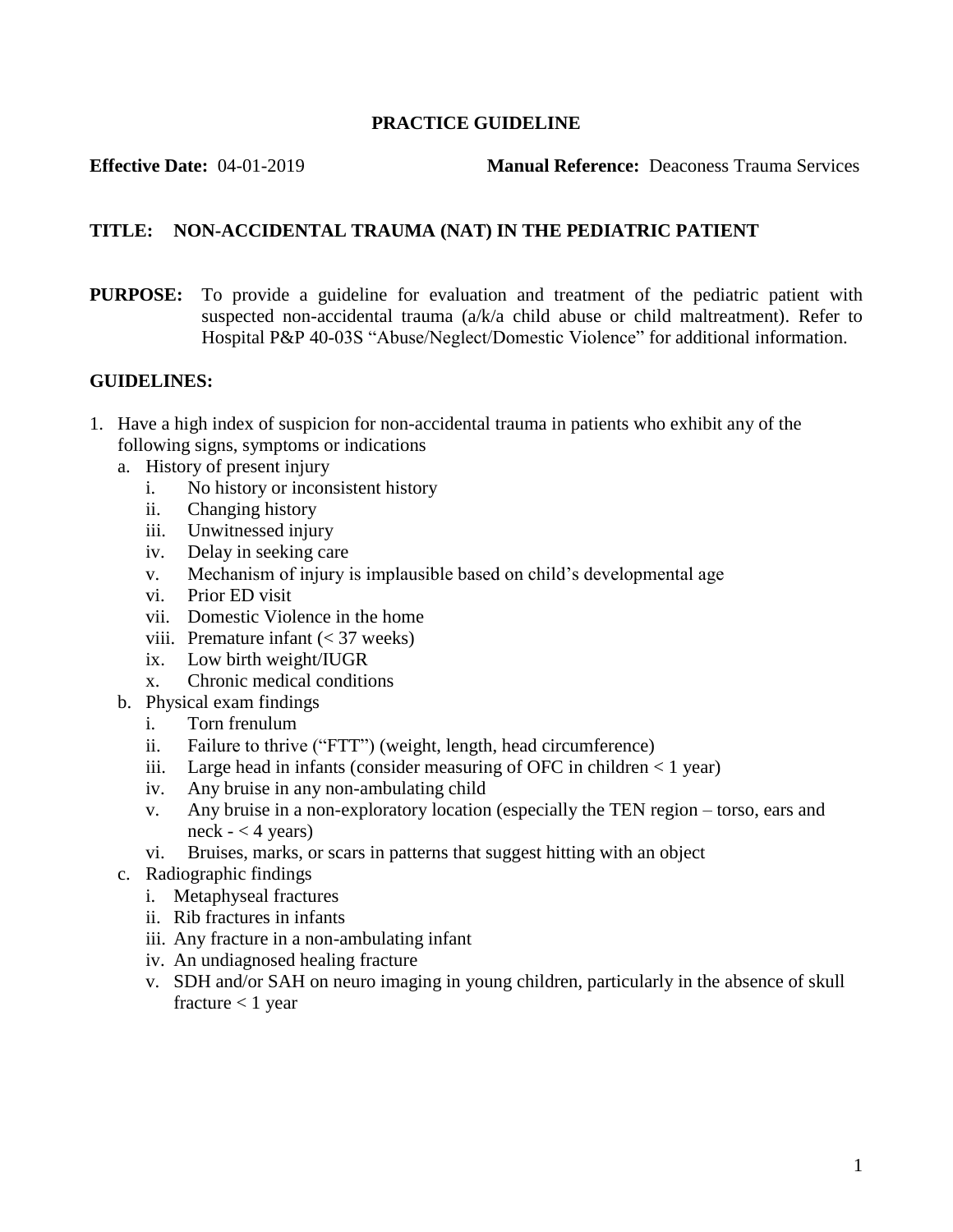# PRACTICE GUIDELINE

**Effective Date:** 04-01-2019 **Manual Reference:** Deaconess Trauma Services

## TITLE: NON-ACCIDENTAL TRAUMA (NAT) IN THE PEDIATRIC PATIENT

**PURPOSE:** To provide a guideline for evaluation and treatment of the pediatric patient with suspected non-accidental trauma (a/k/a child abuse or child maltreatment). Refer to Hospital P&P 40-03S "Abuse/Neglect/Domestic Violence" for additional information.

## GUIDELINES:

1. Have a high index of suspicion for non-accidental trauma in patients who exhibit any of the following signs, symptoms or indications
   a. History of present injury
      i. No history or inconsistent history
      ii. Changing history
      iii. Unwitnessed injury
      iv. Delay in seeking care
      v. Mechanism of injury is implausible based on child's developmental age
      vi. Prior ED visit
      vii. Domestic Violence in the home
      viii. Premature infant (< 37 weeks)
      ix. Low birth weight/IUGR
      x. Chronic medical conditions
   b. Physical exam findings
      i. Torn frenulum
      ii. Failure to thrive ("FTT") (weight, length, head circumference)
      iii. Large head in infants (consider measuring of OFC in children < 1 year)
      iv. Any bruise in any non-ambulating child
      v. Any bruise in a non-exploratory location (especially the TEN region – torso, ears and neck - < 4 years)
      vi. Bruises, marks, or scars in patterns that suggest hitting with an object
   c. Radiographic findings
      i. Metaphyseal fractures
      ii. Rib fractures in infants
      iii. Any fracture in a non-ambulating infant
      iv. An undiagnosed healing fracture
      v. SDH and/or SAH on neuro imaging in young children, particularly in the absence of skull fracture < 1 year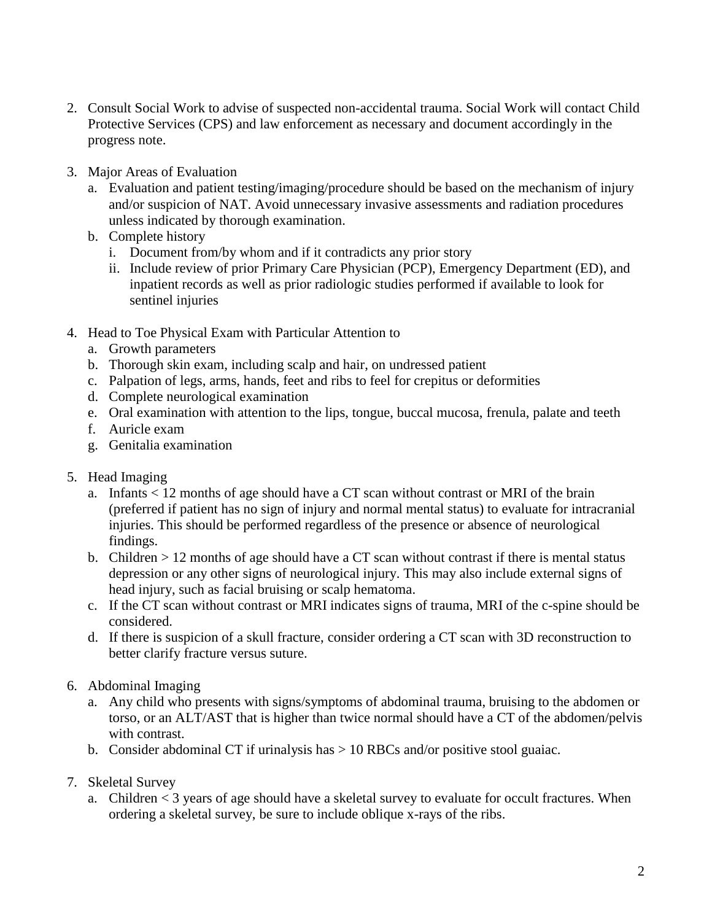2. Consult Social Work to advise of suspected non-accidental trauma. Social Work will contact Child Protective Services (CPS) and law enforcement as necessary and document accordingly in the progress note.

3. Major Areas of Evaluation
   a. Evaluation and patient testing/imaging/procedure should be based on the mechanism of injury and/or suspicion of NAT. Avoid unnecessary invasive assessments and radiation procedures unless indicated by thorough examination.
   b. Complete history
      i. Document from/by whom and if it contradicts any prior story
      ii. Include review of prior Primary Care Physician (PCP), Emergency Department (ED), and inpatient records as well as prior radiologic studies performed if available to look for sentinel injuries

4. Head to Toe Physical Exam with Particular Attention to
   a. Growth parameters
   b. Thorough skin exam, including scalp and hair, on undressed patient
   c. Palpation of legs, arms, hands, feet and ribs to feel for crepitus or deformities
   d. Complete neurological examination
   e. Oral examination with attention to the lips, tongue, buccal mucosa, frenula, palate and teeth
   f. Auricle exam
   g. Genitalia examination

5. Head Imaging
   a. Infants < 12 months of age should have a CT scan without contrast or MRI of the brain (preferred if patient has no sign of injury and normal mental status) to evaluate for intracranial injuries. This should be performed regardless of the presence or absence of neurological findings.
   b. Children > 12 months of age should have a CT scan without contrast if there is mental status depression or any other signs of neurological injury. This may also include external signs of head injury, such as facial bruising or scalp hematoma.
   c. If the CT scan without contrast or MRI indicates signs of trauma, MRI of the c-spine should be considered.
   d. If there is suspicion of a skull fracture, consider ordering a CT scan with 3D reconstruction to better clarify fracture versus suture.

6. Abdominal Imaging
   a. Any child who presents with signs/symptoms of abdominal trauma, bruising to the abdomen or torso, or an ALT/AST that is higher than twice normal should have a CT of the abdomen/pelvis with contrast.
   b. Consider abdominal CT if urinalysis has > 10 RBCs and/or positive stool guaiac.

7. Skeletal Survey
   a. Children < 3 years of age should have a skeletal survey to evaluate for occult fractures. When ordering a skeletal survey, be sure to include oblique x-rays of the ribs.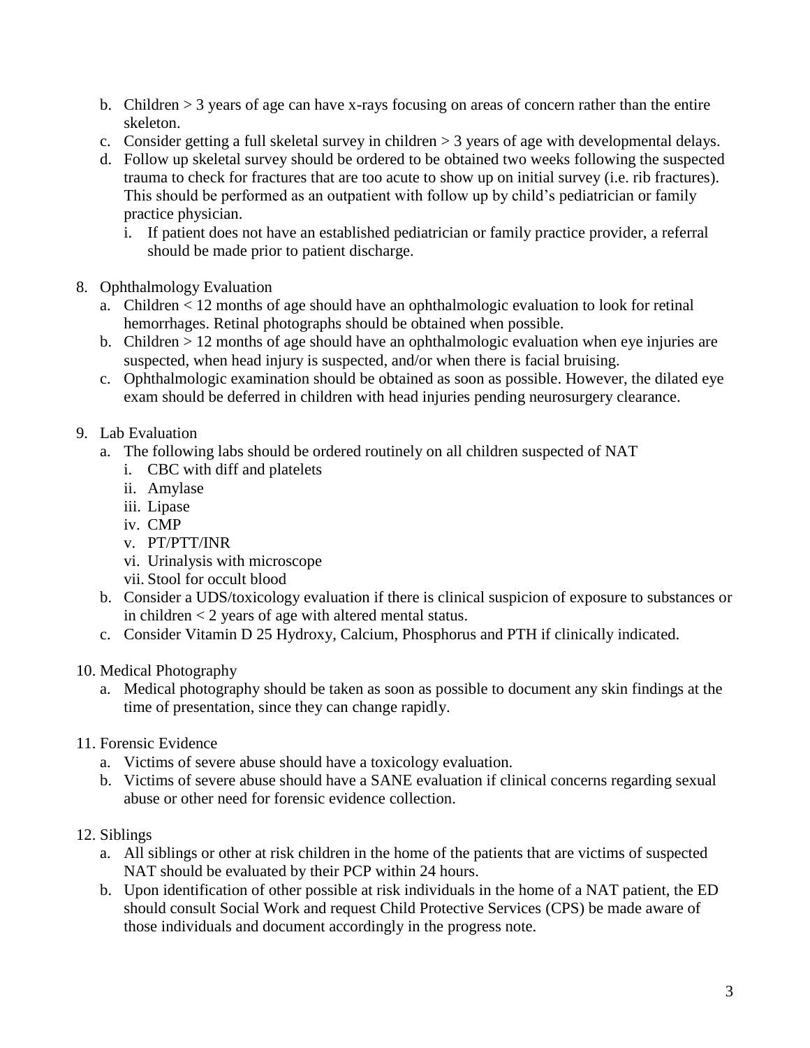b. Children > 3 years of age can have x-rays focusing on areas of concern rather than the entire skeleton.
c. Consider getting a full skeletal survey in children > 3 years of age with developmental delays.
d. Follow up skeletal survey should be ordered to be obtained two weeks following the suspected trauma to check for fractures that are too acute to show up on initial survey (i.e. rib fractures). This should be performed as an outpatient with follow up by child's pediatrician or family practice physician.
   i. If patient does not have an established pediatrician or family practice provider, a referral should be made prior to patient discharge.

8. Ophthalmology Evaluation
   a. Children < 12 months of age should have an ophthalmologic evaluation to look for retinal hemorrhages. Retinal photographs should be obtained when possible.
   b. Children > 12 months of age should have an ophthalmologic evaluation when eye injuries are suspected, when head injury is suspected, and/or when there is facial bruising.
   c. Ophthalmologic examination should be obtained as soon as possible. However, the dilated eye exam should be deferred in children with head injuries pending neurosurgery clearance.

9. Lab Evaluation
   a. The following labs should be ordered routinely on all children suspected of NAT
      i. CBC with diff and platelets
      ii. Amylase
      iii. Lipase
      iv. CMP
      v. PT/PTT/INR
      vi. Urinalysis with microscope
      vii. Stool for occult blood
   b. Consider a UDS/toxicology evaluation if there is clinical suspicion of exposure to substances or in children < 2 years of age with altered mental status.
   c. Consider Vitamin D 25 Hydroxy, Calcium, Phosphorus and PTH if clinically indicated.

10. Medical Photography
    a. Medical photography should be taken as soon as possible to document any skin findings at the time of presentation, since they can change rapidly.

11. Forensic Evidence
    a. Victims of severe abuse should have a toxicology evaluation.
    b. Victims of severe abuse should have a SANE evaluation if clinical concerns regarding sexual abuse or other need for forensic evidence collection.

12. Siblings
    a. All siblings or other at risk children in the home of the patients that are victims of suspected NAT should be evaluated by their PCP within 24 hours.
    b. Upon identification of other possible at risk individuals in the home of a NAT patient, the ED should consult Social Work and request Child Protective Services (CPS) be made aware of those individuals and document accordingly in the progress note.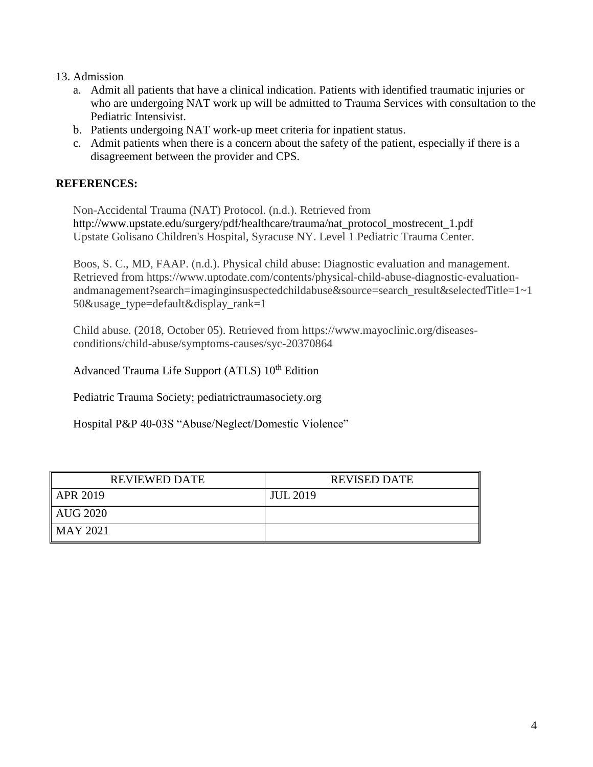13. Admission
    a. Admit all patients that have a clinical indication. Patients with identified traumatic injuries or who are undergoing NAT work up will be admitted to Trauma Services with consultation to the Pediatric Intensivist.
    b. Patients undergoing NAT work-up meet criteria for inpatient status.
    c. Admit patients when there is a concern about the safety of the patient, especially if there is a disagreement between the provider and CPS.

## REFERENCES:

Non-Accidental Trauma (NAT) Protocol. (n.d.). Retrieved from http://www.upstate.edu/surgery/pdf/healthcare/trauma/nat_protocol_mostrecent_1.pdf Upstate Golisano Children's Hospital, Syracuse NY. Level 1 Pediatric Trauma Center.

Boos, S. C., MD, FAAP. (n.d.). Physical child abuse: Diagnostic evaluation and management. Retrieved from https://www.uptodate.com/contents/physical-child-abuse-diagnostic-evaluation-andmanagement?search=imaginginsuspectedchildabuse&source=search_result&selectedTitle=1~150&usage_type=default&display_rank=1

Child abuse. (2018, October 05). Retrieved from https://www.mayoclinic.org/diseases-conditions/child-abuse/symptoms-causes/syc-20370864

Advanced Trauma Life Support (ATLS) 10th Edition

Pediatric Trauma Society; pediatrictraumasociety.org

Hospital P&P 40-03S "Abuse/Neglect/Domestic Violence"

| REVIEWED DATE | REVISED DATE |
| --- | --- |
| APR 2019 | JUL 2019 |
| AUG 2020 | |
| MAY 2021 | |